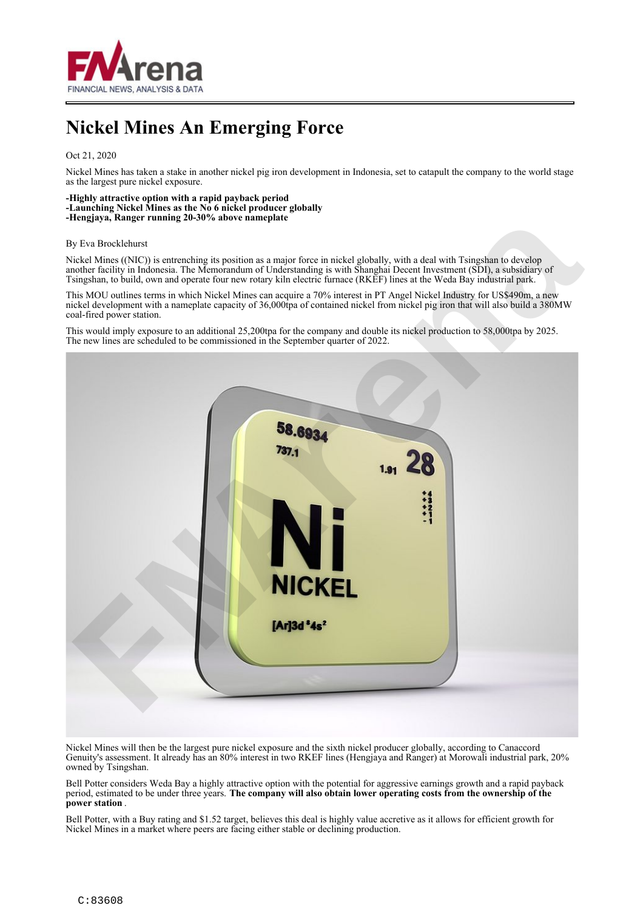# Nickel Mines An Emerging Force

Oct 21, 2020

Nickel Mines has taken a stake in another nickel pig iron development in Indonesia, set to catapult the company to the world stage as the largest pure nickel exposure.

**-Highly attractive option with a rapid payback period**
**-Launching Nickel Mines as the No 6 nickel producer globally**
**-Hengjaya, Ranger running 20-30% above nameplate**

By Eva Brocklehurst

Nickel Mines ((NIC)) is entrenching its position as a major force in nickel globally, with a deal with Tsingshan to develop another facility in Indonesia. The Memorandum of Understanding is with Shanghai Decent Investment (SDI), a subsidiary of Tsingshan, to build, own and operate four new rotary kiln electric furnace (RKEF) lines at the Weda Bay industrial park.

This MOU outlines terms in which Nickel Mines can acquire a 70% interest in PT Angel Nickel Industry for US$490m, a new nickel development with a nameplate capacity of 36,000tpa of contained nickel from nickel pig iron that will also build a 380MW coal-fired power station.

This would imply exposure to an additional 25,200tpa for the company and double its nickel production to 58,000tpa by 2025. The new lines are scheduled to be commissioned in the September quarter of 2022.

Nickel Mines will then be the largest pure nickel exposure and the sixth nickel producer globally, according to Canaccord Genuity's assessment. It already has an 80% interest in two RKEF lines (Hengjaya and Ranger) at Morowali industrial park, 20% owned by Tsingshan.

Bell Potter considers Weda Bay a highly attractive option with the potential for aggressive earnings growth and a rapid payback period, estimated to be under three years. **The company will also obtain lower operating costs from the ownership of the power station** .

Bell Potter, with a Buy rating and $1.52 target, believes this deal is highly value accretive as it allows for efficient growth for Nickel Mines in a market where peers are facing either stable or declining production.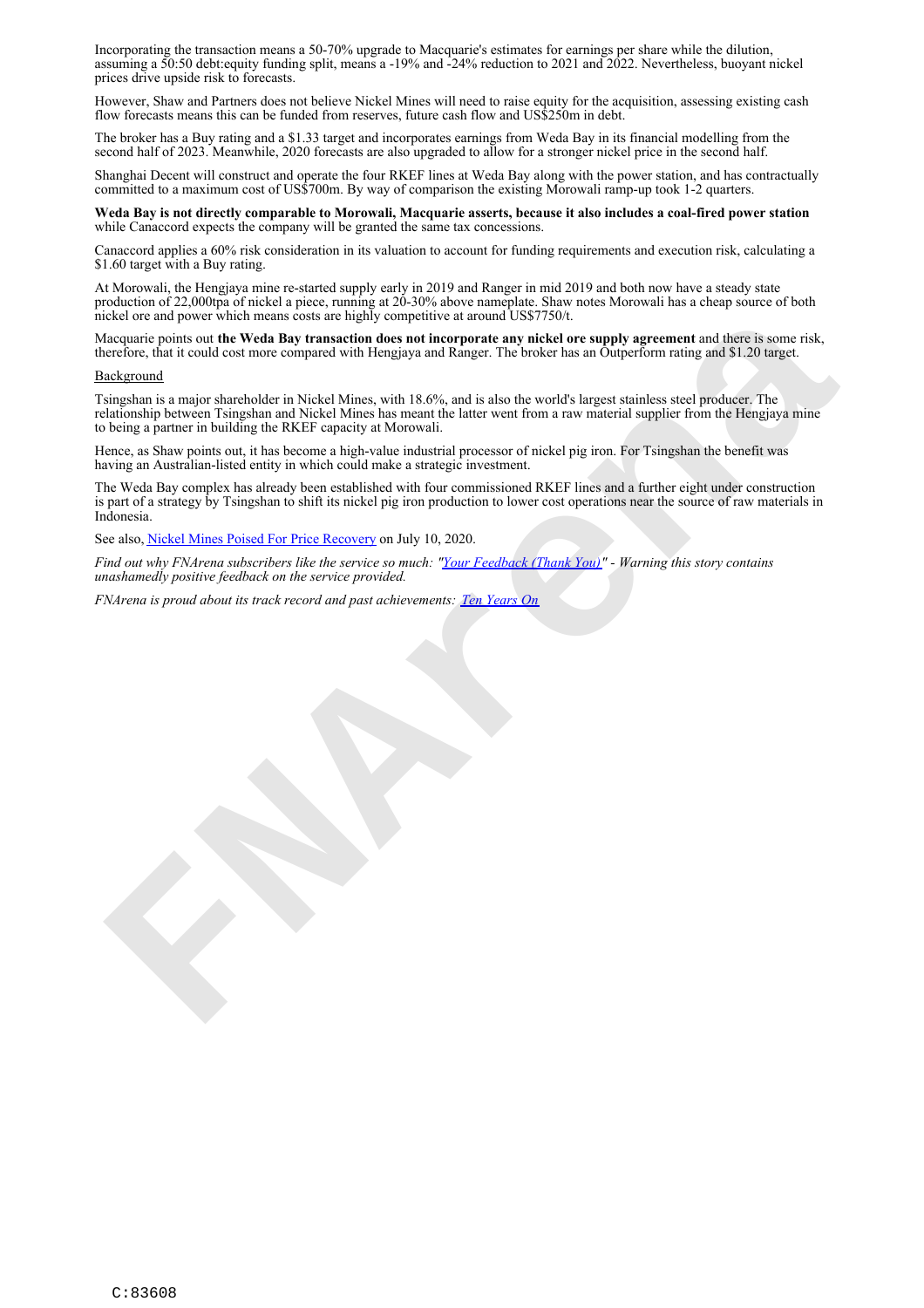Incorporating the transaction means a 50-70% upgrade to Macquarie's estimates for earnings per share while the dilution, assuming a 50:50 debt:equity funding split, means a -19% and -24% reduction to 2021 and 2022. Nevertheless, buoyant nickel prices drive upside risk to forecasts.

However, Shaw and Partners does not believe Nickel Mines will need to raise equity for the acquisition, assessing existing cash flow forecasts means this can be funded from reserves, future cash flow and US$250m in debt.

The broker has a Buy rating and a $1.33 target and incorporates earnings from Weda Bay in its financial modelling from the second half of 2023. Meanwhile, 2020 forecasts are also upgraded to allow for a stronger nickel price in the second half.

Shanghai Decent will construct and operate the four RKEF lines at Weda Bay along with the power station, and has contractually committed to a maximum cost of US$700m. By way of comparison the existing Morowali ramp-up took 1-2 quarters.

**Weda Bay is not directly comparable to Morowali, Macquarie asserts, because it also includes a coal-fired power station** while Canaccord expects the company will be granted the same tax concessions.

Canaccord applies a 60% risk consideration in its valuation to account for funding requirements and execution risk, calculating a $1.60 target with a Buy rating.

At Morowali, the Hengjaya mine re-started supply early in 2019 and Ranger in mid 2019 and both now have a steady state production of 22,000tpa of nickel a piece, running at 20-30% above nameplate. Shaw notes Morowali has a cheap source of both nickel ore and power which means costs are highly competitive at around US$7750/t.

Macquarie points out **the Weda Bay transaction does not incorporate any nickel ore supply agreement** and there is some risk, therefore, that it could cost more compared with Hengjaya and Ranger. The broker has an Outperform rating and $1.20 target.

Background

Tsingshan is a major shareholder in Nickel Mines, with 18.6%, and is also the world's largest stainless steel producer. The relationship between Tsingshan and Nickel Mines has meant the latter went from a raw material supplier from the Hengjaya mine to being a partner in building the RKEF capacity at Morowali.

Hence, as Shaw points out, it has become a high-value industrial processor of nickel pig iron. For Tsingshan the benefit was having an Australian-listed entity in which could make a strategic investment.

The Weda Bay complex has already been established with four commissioned RKEF lines and a further eight under construction is part of a strategy by Tsingshan to shift its nickel pig iron production to lower cost operations near the source of raw materials in Indonesia.

See also, Nickel Mines Poised For Price Recovery on July 10, 2020.

*Find out why FNArena subscribers like the service so much: "Your Feedback (Thank You)" - Warning this story contains unashamedly positive feedback on the service provided.*

*FNArena is proud about its track record and past achievements: Ten Years On*

C:83608